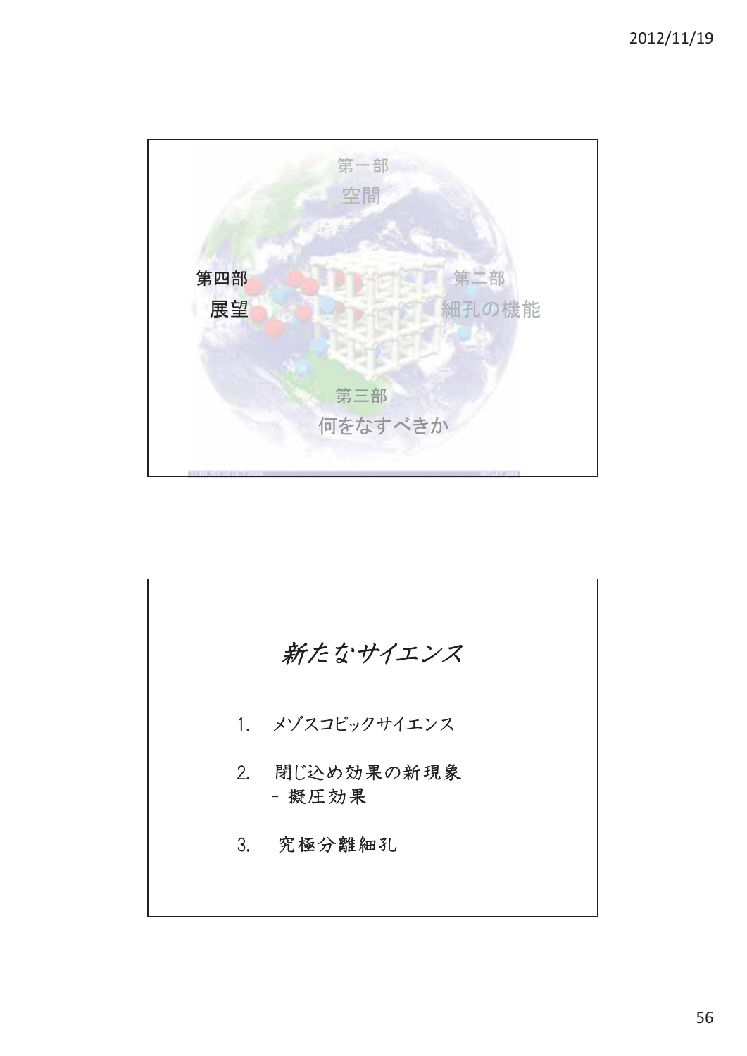第一部
空間

第四部
展望

第二部
細孔の機能

第三部
何をなすべきか

# *新たなサイエンス*

1. メゾスコピックサイエンス
2. 閉じ込め効果の新現象
   - 擬圧効果
3. 究極分離細孔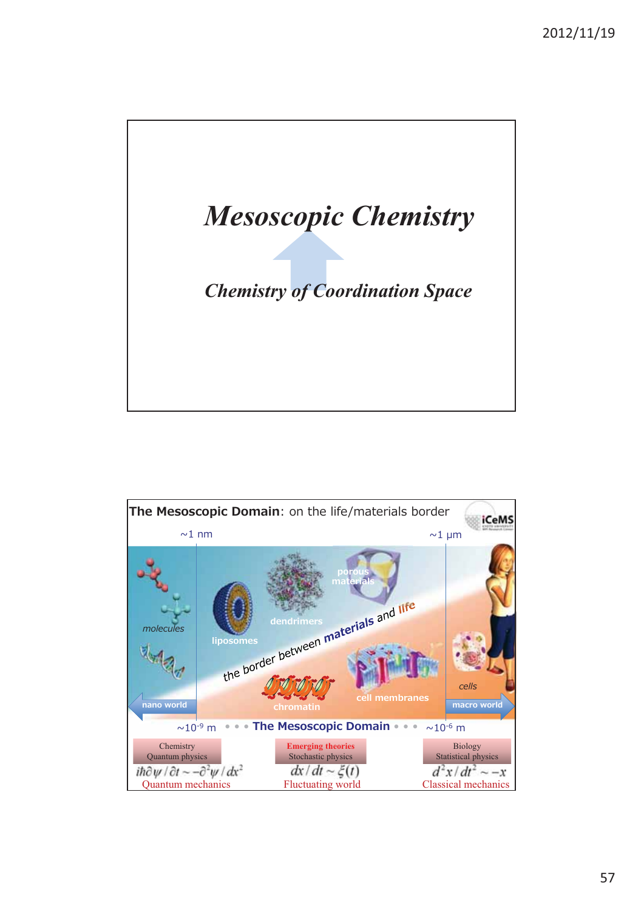# *Mesoscopic Chemistry*

### *Chemistry of Coordination Space*

---

**The Mesoscopic Domain**: on the life/materials border

~1 nm ~1 µm

molecules, liposomes, dendrimers, porous materials, chromatin, cell membranes, cells

the border between materials and life

nano world — macro world

$\sim 10^{-9}$ m • • • **The Mesoscopic Domain** • • • $\sim 10^{-6}$ m

| Chemistry / Quantum physics | **Emerging theories** / Stochastic physics | Biology / Statistical physics |
|---|---|---|
| $i\hbar\partial\psi/\partial t \sim -\partial^2\psi/dx^2$ | $dx/dt \sim \xi(t)$ | $d^2x/dt^2 \sim -x$ |
| Quantum mechanics | Fluctuating world | Classical mechanics |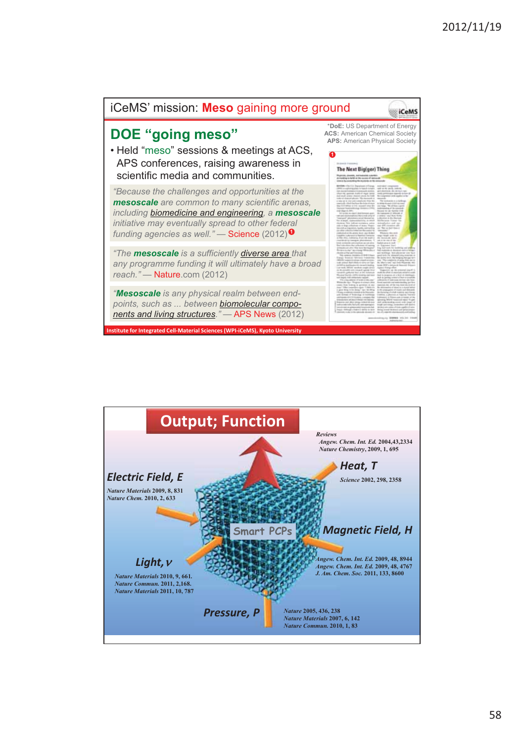## iCeMS' mission: Meso gaining more ground

*DoE: US Department of Energy
ACS: American Chemical Society
APS: American Physical Society

### DOE "going meso"

- Held "meso" sessions & meetings at ACS, APS conferences, raising awareness in scientific media and communities.

*"Because the challenges and opportunities at the **mesoscale** are common to many scientific arenas, including biomedicine and engineering, a **mesoscale** initiative may eventually spread to other federal funding agencies as well."* — Science (2012) [1]

*"The **mesoscale** is a sufficiently diverse area that any programme funding it will ultimately have a broad reach."* — Nature.com (2012)

*"**Mesoscale** is any physical realm between end-points, such as ... between biomolecular components and living structures."* — APS News (2012)

[1] The Next Big(ger) Thing

Institute for Integrated Cell-Material Sciences (WPI-iCeMS), Kyoto University

## Output; Function

Smart PCPs

**Reviews**
*Angew. Chem. Int. Ed.* 2004, 43, 2334
*Nature Chemistry*, 2009, 1, 695

**Heat, T**
*Science* 2002, 298, 2358

**Electric Field, E**
*Nature Materials* 2009, 8, 831
*Nature Chem.* 2010, 2, 633

**Magnetic Field, H**
*Angew. Chem. Int. Ed.* 2009, 48, 8944
*Angew. Chem. Int. Ed.* 2009, 48, 4767
*J. Am. Chem. Soc.* 2011, 133, 8600

**Light, ν**
*Nature Materials* 2010, 9, 661.
*Nature Commun.* 2011, 2, 168.
*Nature Materials* 2011, 10, 787

**Pressure, P**
*Nature* 2005, 436, 238
*Nature Materials* 2007, 6, 142
*Nature Commun.* 2010, 1, 83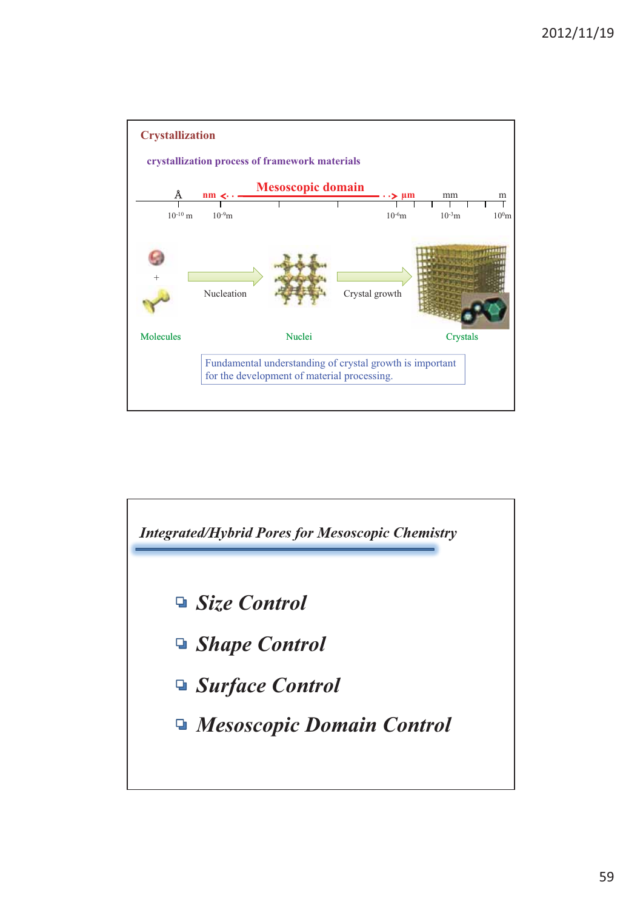## Crystallization

**crystallization process of framework materials**

Å — nm ← Mesoscopic domain → µm — mm — m

$10^{-10}$ m — $10^{-9}$m — $10^{-6}$m — $10^{-3}$m — $10^{0}$m

Molecules → Nucleation → Nuclei → Crystal growth → Crystals

Fundamental understanding of crystal growth is important for the development of material processing.

## *Integrated/Hybrid Pores for Mesoscopic Chemistry*

- ***Size Control***
- ***Shape Control***
- ***Surface Control***
- ***Mesoscopic Domain Control***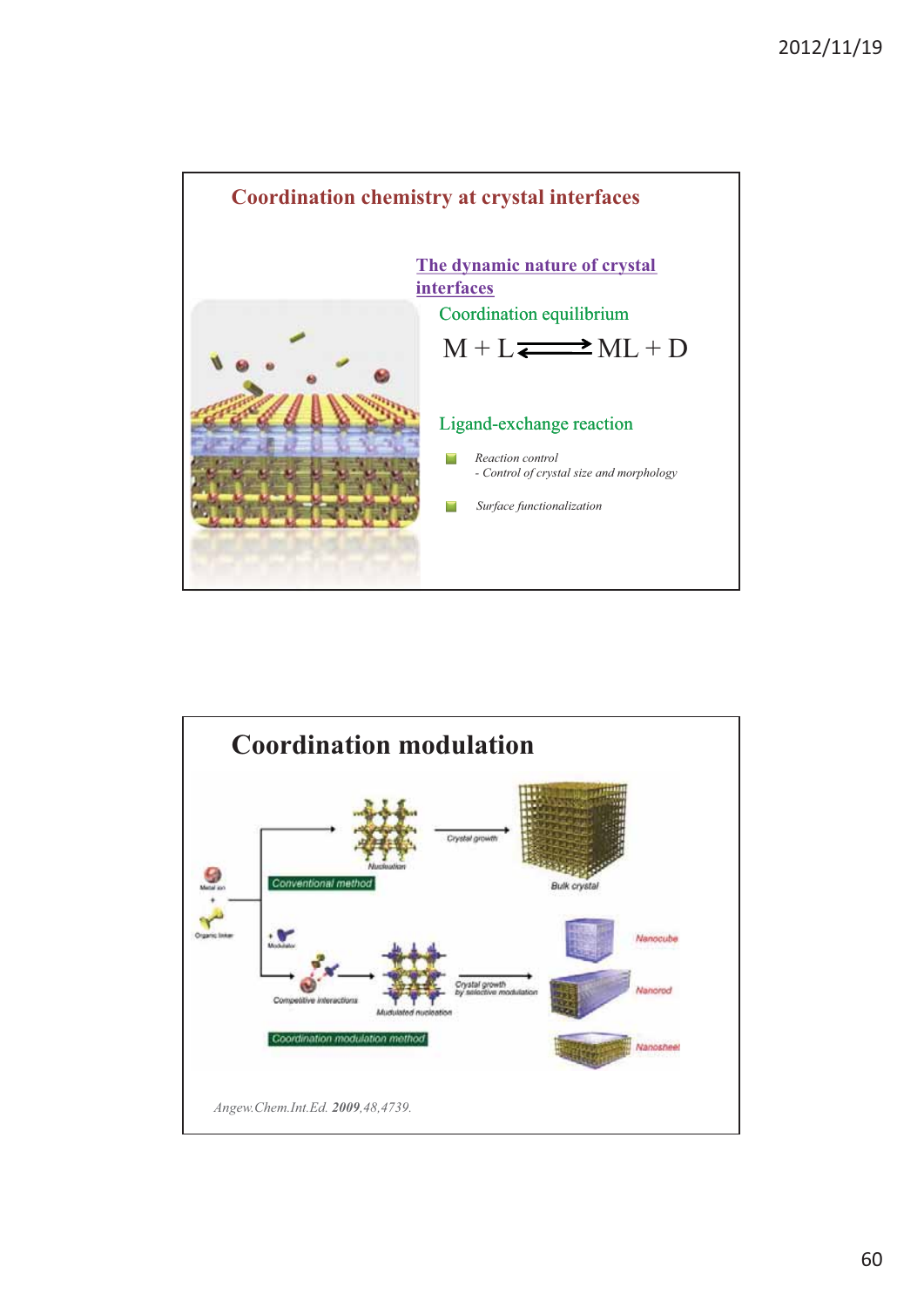## Coordination chemistry at crystal interfaces

The dynamic nature of crystal interfaces

Coordination equilibrium

$$M + L \rightleftarrows ML + D$$

Ligand-exchange reaction

- *Reaction control*
  *- Control of crystal size and morphology*
- *Surface functionalization*

## Coordination modulation

Metal ion

Organic linker

Conventional method

Nucleation

Crystal growth

Bulk crystal

Modulator

Competitive interactions

Modulated nucleation

Crystal growth by selective modulation

Coordination modulation method

Nanocube

Nanorod

Nanosheet

*Angew.Chem.Int.Ed.* ***2009***,*48*,*4739.*